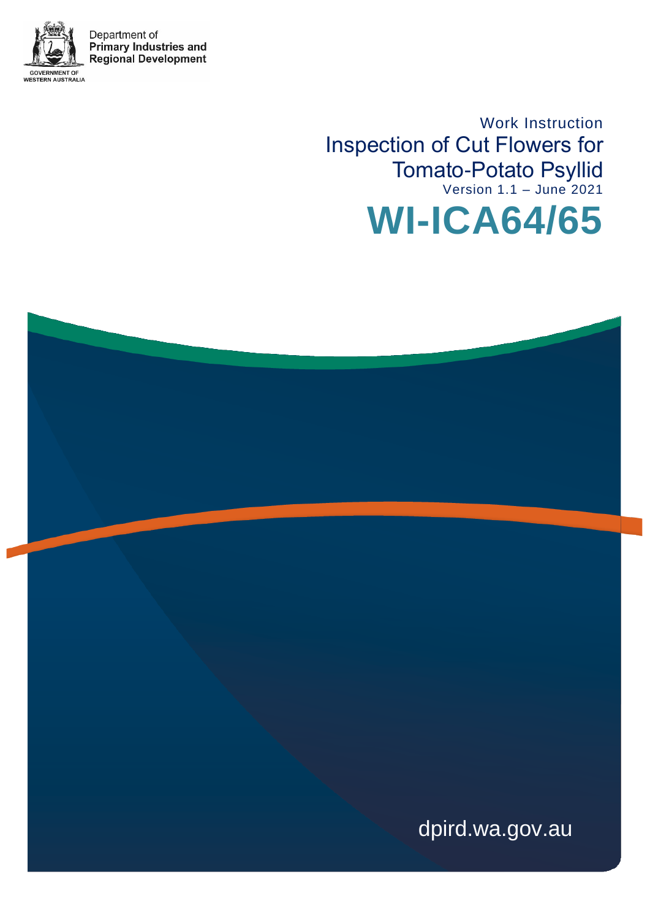Department of
**Primary Industries and Regional Development**

GOVERNMENT OF
WESTERN AUSTRALIA

Work Instruction

# Inspection of Cut Flowers for Tomato-Potato Psyllid

Version 1.1 – June 2021

# WI-ICA64/65

dpird.wa.gov.au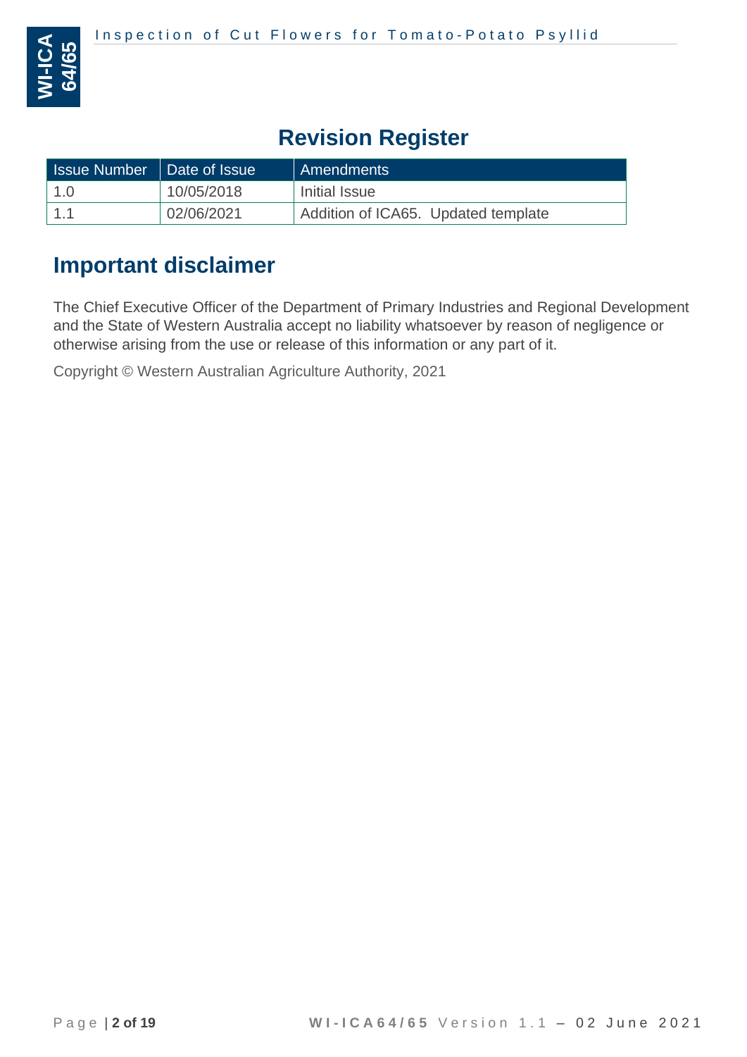## Revision Register

| Issue Number | Date of Issue | Amendments |
|---|---|---|
| 1.0 | 10/05/2018 | Initial Issue |
| 1.1 | 02/06/2021 | Addition of ICA65. Updated template |

## Important disclaimer

The Chief Executive Officer of the Department of Primary Industries and Regional Development and the State of Western Australia accept no liability whatsoever by reason of negligence or otherwise arising from the use or release of this information or any part of it.

Copyright © Western Australian Agriculture Authority, 2021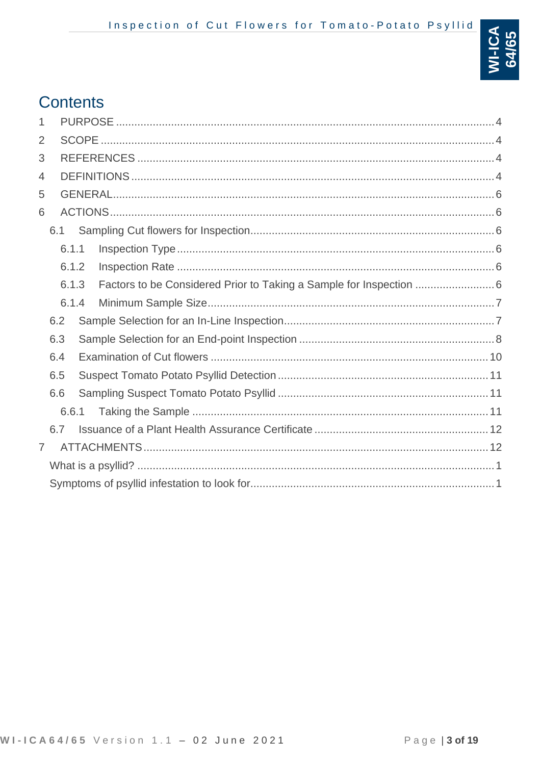# Contents

1 PURPOSE ..... 4

2 SCOPE ..... 4

3 REFERENCES ..... 4

4 DEFINITIONS ..... 4

5 GENERAL ..... 6

6 ACTIONS ..... 6

- 6.1 Sampling Cut flowers for Inspection ..... 6
  - 6.1.1 Inspection Type ..... 6
  - 6.1.2 Inspection Rate ..... 6
  - 6.1.3 Factors to be Considered Prior to Taking a Sample for Inspection ..... 6
  - 6.1.4 Minimum Sample Size ..... 7
- 6.2 Sample Selection for an In-Line Inspection ..... 7
- 6.3 Sample Selection for an End-point Inspection ..... 8
- 6.4 Examination of Cut flowers ..... 10
- 6.5 Suspect Tomato Potato Psyllid Detection ..... 11
- 6.6 Sampling Suspect Tomato Potato Psyllid ..... 11
  - 6.6.1 Taking the Sample ..... 11
- 6.7 Issuance of a Plant Health Assurance Certificate ..... 12

7 ATTACHMENTS ..... 12

- What is a psyllid? ..... 1
- Symptoms of psyllid infestation to look for ..... 1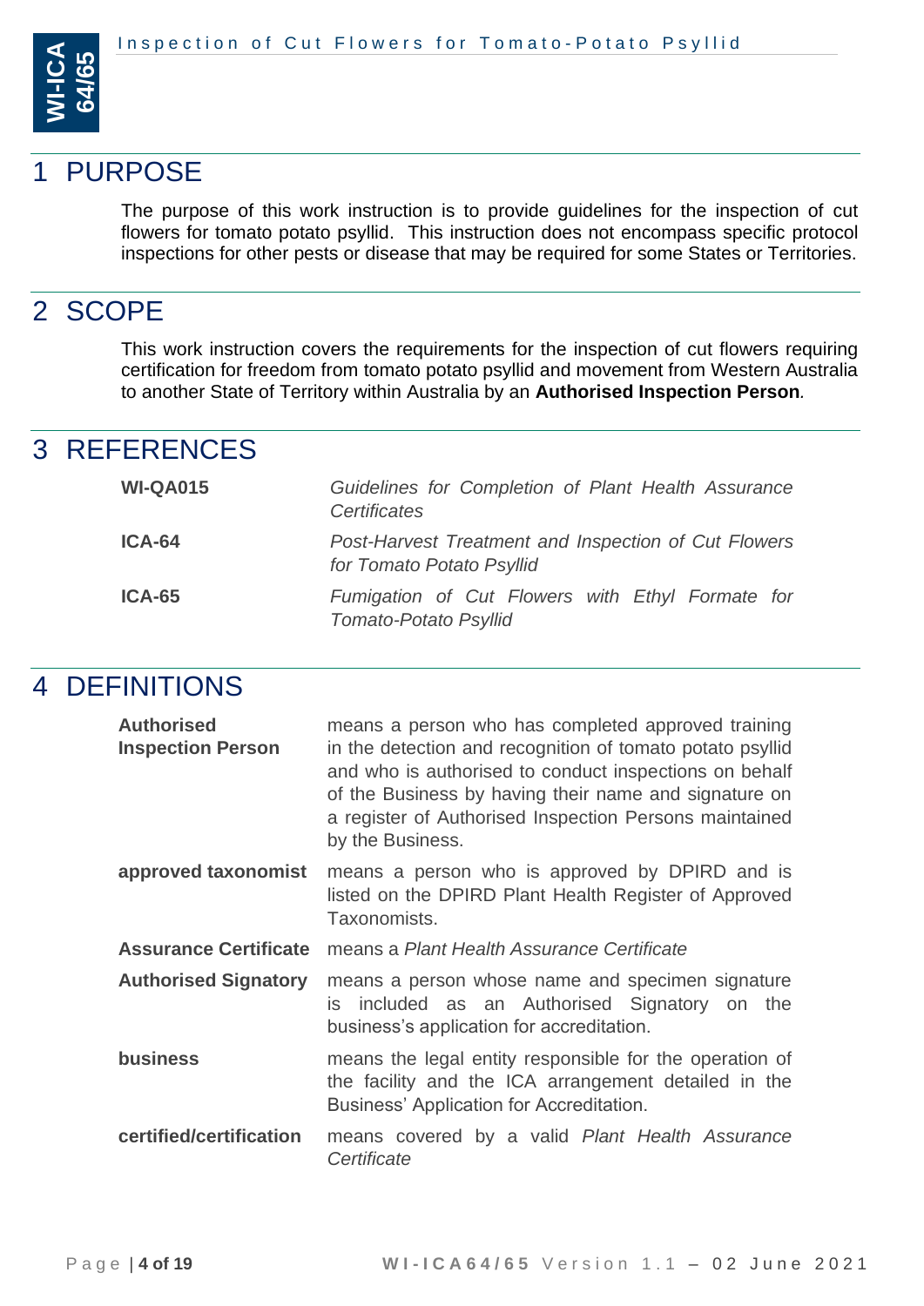# 1 PURPOSE

The purpose of this work instruction is to provide guidelines for the inspection of cut flowers for tomato potato psyllid. This instruction does not encompass specific protocol inspections for other pests or disease that may be required for some States or Territories.

# 2 SCOPE

This work instruction covers the requirements for the inspection of cut flowers requiring certification for freedom from tomato potato psyllid and movement from Western Australia to another State of Territory within Australia by an **Authorised Inspection Person**.

# 3 REFERENCES

| | |
|---|---|
| **WI-QA015** | *Guidelines for Completion of Plant Health Assurance Certificates* |
| **ICA-64** | *Post-Harvest Treatment and Inspection of Cut Flowers for Tomato Potato Psyllid* |
| **ICA-65** | *Fumigation of Cut Flowers with Ethyl Formate for Tomato-Potato Psyllid* |

# 4 DEFINITIONS

| | |
|---|---|
| **Authorised Inspection Person** | means a person who has completed approved training in the detection and recognition of tomato potato psyllid and who is authorised to conduct inspections on behalf of the Business by having their name and signature on a register of Authorised Inspection Persons maintained by the Business. |
| **approved taxonomist** | means a person who is approved by DPIRD and is listed on the DPIRD Plant Health Register of Approved Taxonomists. |
| **Assurance Certificate** | means a *Plant Health Assurance Certificate* |
| **Authorised Signatory** | means a person whose name and specimen signature is included as an Authorised Signatory on the business's application for accreditation. |
| **business** | means the legal entity responsible for the operation of the facility and the ICA arrangement detailed in the Business' Application for Accreditation. |
| **certified/certification** | means covered by a valid *Plant Health Assurance Certificate* |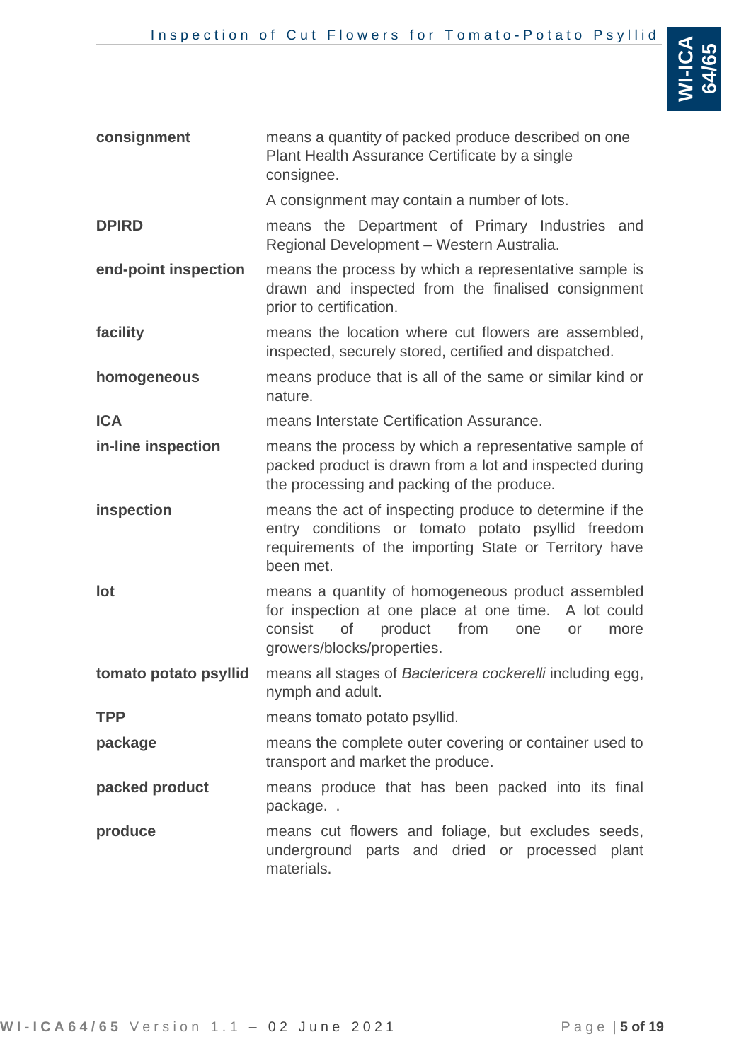| | |
|---|---|
| **consignment** | means a quantity of packed produce described on one Plant Health Assurance Certificate by a single consignee.<br><br>A consignment may contain a number of lots. |
| **DPIRD** | means the Department of Primary Industries and Regional Development – Western Australia. |
| **end-point inspection** | means the process by which a representative sample is drawn and inspected from the finalised consignment prior to certification. |
| **facility** | means the location where cut flowers are assembled, inspected, securely stored, certified and dispatched. |
| **homogeneous** | means produce that is all of the same or similar kind or nature. |
| **ICA** | means Interstate Certification Assurance. |
| **in-line inspection** | means the process by which a representative sample of packed product is drawn from a lot and inspected during the processing and packing of the produce. |
| **inspection** | means the act of inspecting produce to determine if the entry conditions or tomato potato psyllid freedom requirements of the importing State or Territory have been met. |
| **lot** | means a quantity of homogeneous product assembled for inspection at one place at one time. A lot could consist of product from one or more growers/blocks/properties. |
| **tomato potato psyllid** | means all stages of *Bactericera cockerelli* including egg, nymph and adult. |
| **TPP** | means tomato potato psyllid. |
| **package** | means the complete outer covering or container used to transport and market the produce. |
| **packed product** | means produce that has been packed into its final package. . |
| **produce** | means cut flowers and foliage, but excludes seeds, underground parts and dried or processed plant materials. |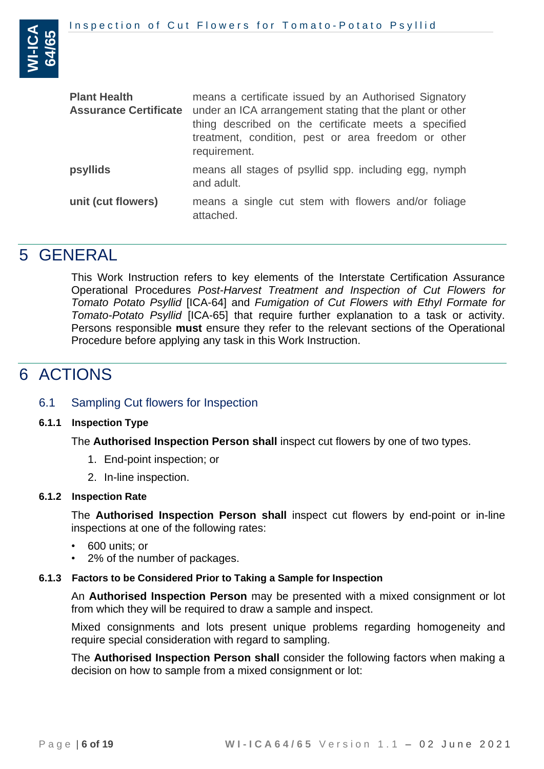| | |
|---|---|
| **Plant Health Assurance Certificate** | means a certificate issued by an Authorised Signatory under an ICA arrangement stating that the plant or other thing described on the certificate meets a specified treatment, condition, pest or area freedom or other requirement. |
| **psyllids** | means all stages of psyllid spp. including egg, nymph and adult. |
| **unit (cut flowers)** | means a single cut stem with flowers and/or foliage attached. |

# 5 GENERAL

This Work Instruction refers to key elements of the Interstate Certification Assurance Operational Procedures *Post-Harvest Treatment and Inspection of Cut Flowers for Tomato Potato Psyllid* [ICA-64] and *Fumigation of Cut Flowers with Ethyl Formate for Tomato-Potato Psyllid* [ICA-65] that require further explanation to a task or activity. Persons responsible **must** ensure they refer to the relevant sections of the Operational Procedure before applying any task in this Work Instruction.

# 6 ACTIONS

## 6.1 Sampling Cut flowers for Inspection

### 6.1.1 Inspection Type

The **Authorised Inspection Person shall** inspect cut flowers by one of two types.

1. End-point inspection; or
2. In-line inspection.

### 6.1.2 Inspection Rate

The **Authorised Inspection Person shall** inspect cut flowers by end-point or in-line inspections at one of the following rates:

- 600 units; or
- 2% of the number of packages.

### 6.1.3 Factors to be Considered Prior to Taking a Sample for Inspection

An **Authorised Inspection Person** may be presented with a mixed consignment or lot from which they will be required to draw a sample and inspect.

Mixed consignments and lots present unique problems regarding homogeneity and require special consideration with regard to sampling.

The **Authorised Inspection Person shall** consider the following factors when making a decision on how to sample from a mixed consignment or lot: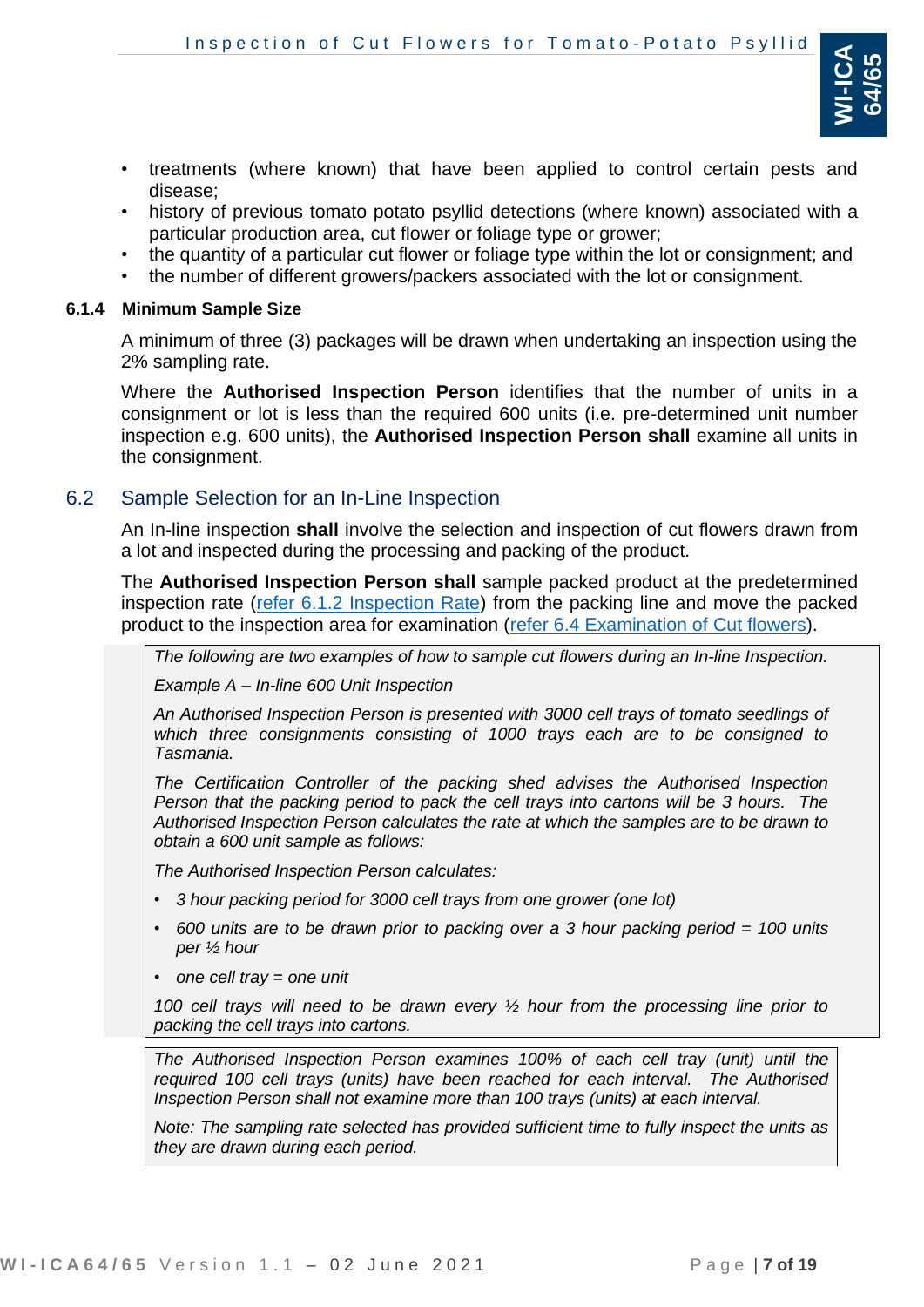- treatments (where known) that have been applied to control certain pests and disease;
- history of previous tomato potato psyllid detections (where known) associated with a particular production area, cut flower or foliage type or grower;
- the quantity of a particular cut flower or foliage type within the lot or consignment; and
- the number of different growers/packers associated with the lot or consignment.

#### 6.1.4 Minimum Sample Size

A minimum of three (3) packages will be drawn when undertaking an inspection using the 2% sampling rate.

Where the **Authorised Inspection Person** identifies that the number of units in a consignment or lot is less than the required 600 units (i.e. pre-determined unit number inspection e.g. 600 units), the **Authorised Inspection Person shall** examine all units in the consignment.

## 6.2 Sample Selection for an In-Line Inspection

An In-line inspection **shall** involve the selection and inspection of cut flowers drawn from a lot and inspected during the processing and packing of the product.

The **Authorised Inspection Person shall** sample packed product at the predetermined inspection rate (refer 6.1.2 Inspection Rate) from the packing line and move the packed product to the inspection area for examination (refer 6.4 Examination of Cut flowers).

> *The following are two examples of how to sample cut flowers during an In-line Inspection.*
>
> *Example A – In-line 600 Unit Inspection*
>
> *An Authorised Inspection Person is presented with 3000 cell trays of tomato seedlings of which three consignments consisting of 1000 trays each are to be consigned to Tasmania.*
>
> *The Certification Controller of the packing shed advises the Authorised Inspection Person that the packing period to pack the cell trays into cartons will be 3 hours. The Authorised Inspection Person calculates the rate at which the samples are to be drawn to obtain a 600 unit sample as follows:*
>
> *The Authorised Inspection Person calculates:*
>
> - *3 hour packing period for 3000 cell trays from one grower (one lot)*
> - *600 units are to be drawn prior to packing over a 3 hour packing period = 100 units per ½ hour*
> - *one cell tray = one unit*
>
> *100 cell trays will need to be drawn every ½ hour from the processing line prior to packing the cell trays into cartons.*
>
> *The Authorised Inspection Person examines 100% of each cell tray (unit) until the required 100 cell trays (units) have been reached for each interval. The Authorised Inspection Person shall not examine more than 100 trays (units) at each interval.*
>
> *Note: The sampling rate selected has provided sufficient time to fully inspect the units as they are drawn during each period.*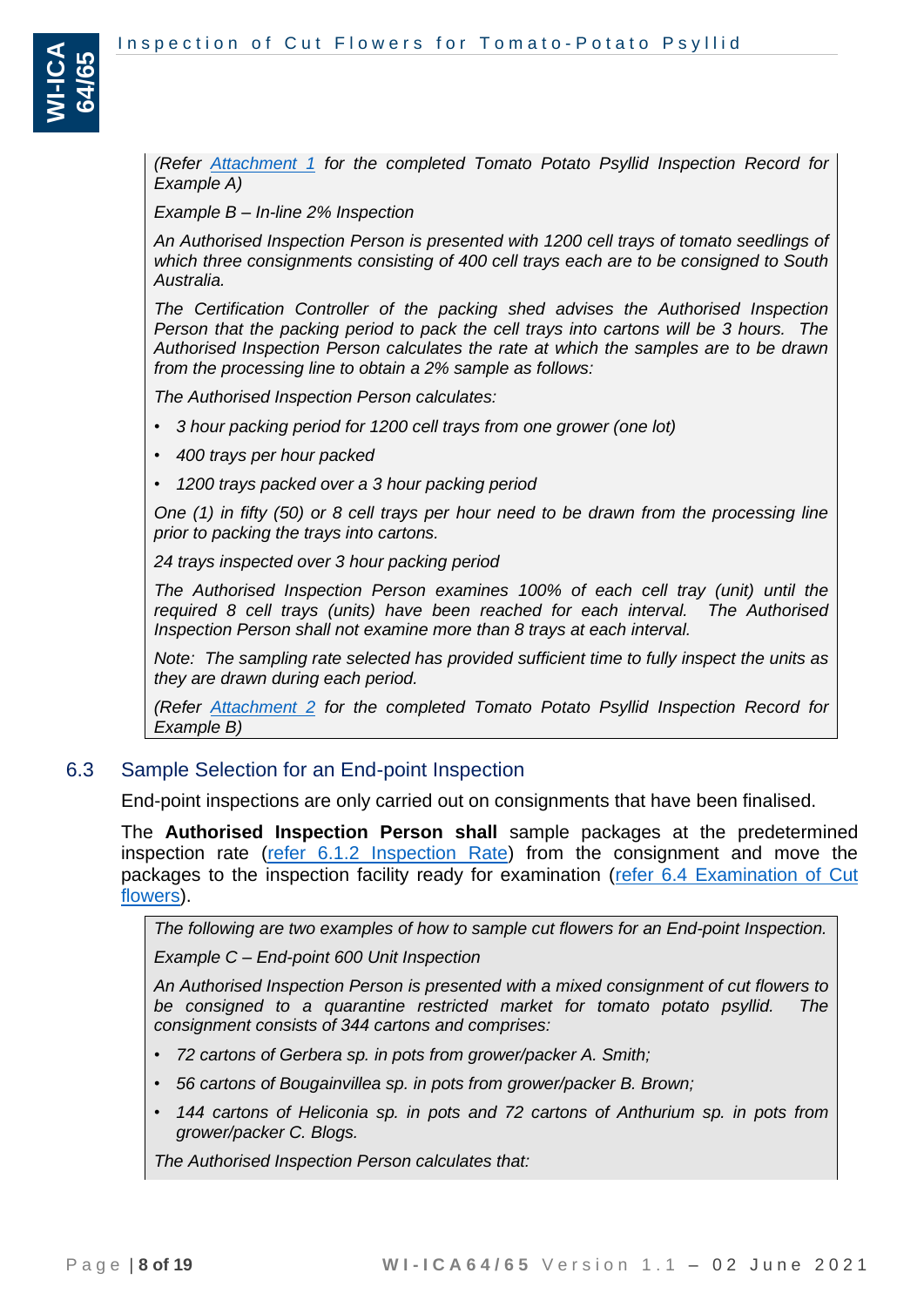*(Refer Attachment 1 for the completed Tomato Potato Psyllid Inspection Record for Example A)*

*Example B – In-line 2% Inspection*

*An Authorised Inspection Person is presented with 1200 cell trays of tomato seedlings of which three consignments consisting of 400 cell trays each are to be consigned to South Australia.*

*The Certification Controller of the packing shed advises the Authorised Inspection Person that the packing period to pack the cell trays into cartons will be 3 hours. The Authorised Inspection Person calculates the rate at which the samples are to be drawn from the processing line to obtain a 2% sample as follows:*

*The Authorised Inspection Person calculates:*

- *3 hour packing period for 1200 cell trays from one grower (one lot)*
- *400 trays per hour packed*
- *1200 trays packed over a 3 hour packing period*

*One (1) in fifty (50) or 8 cell trays per hour need to be drawn from the processing line prior to packing the trays into cartons.*

*24 trays inspected over 3 hour packing period*

*The Authorised Inspection Person examines 100% of each cell tray (unit) until the required 8 cell trays (units) have been reached for each interval. The Authorised Inspection Person shall not examine more than 8 trays at each interval.*

*Note: The sampling rate selected has provided sufficient time to fully inspect the units as they are drawn during each period.*

*(Refer Attachment 2 for the completed Tomato Potato Psyllid Inspection Record for Example B)*

## 6.3 Sample Selection for an End-point Inspection

End-point inspections are only carried out on consignments that have been finalised.

The **Authorised Inspection Person shall** sample packages at the predetermined inspection rate (refer 6.1.2 Inspection Rate) from the consignment and move the packages to the inspection facility ready for examination (refer 6.4 Examination of Cut flowers).

*The following are two examples of how to sample cut flowers for an End-point Inspection.*

*Example C – End-point 600 Unit Inspection*

*An Authorised Inspection Person is presented with a mixed consignment of cut flowers to be consigned to a quarantine restricted market for tomato potato psyllid. The consignment consists of 344 cartons and comprises:*

- *72 cartons of Gerbera sp. in pots from grower/packer A. Smith;*
- *56 cartons of Bougainvillea sp. in pots from grower/packer B. Brown;*
- *144 cartons of Heliconia sp. in pots and 72 cartons of Anthurium sp. in pots from grower/packer C. Blogs.*

*The Authorised Inspection Person calculates that:*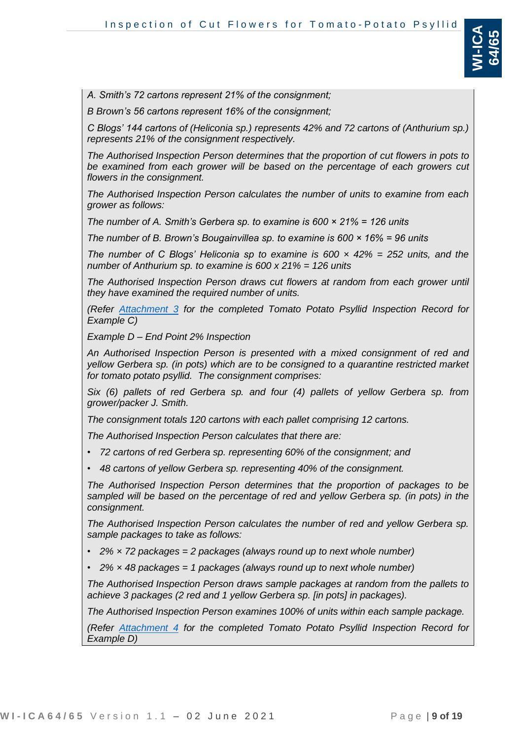*A. Smith's 72 cartons represent 21% of the consignment;*

*B Brown's 56 cartons represent 16% of the consignment;*

*C Blogs' 144 cartons of (Heliconia sp.) represents 42% and 72 cartons of (Anthurium sp.) represents 21% of the consignment respectively.*

*The Authorised Inspection Person determines that the proportion of cut flowers in pots to be examined from each grower will be based on the percentage of each growers cut flowers in the consignment.*

*The Authorised Inspection Person calculates the number of units to examine from each grower as follows:*

*The number of A. Smith's Gerbera sp. to examine is 600 × 21% = 126 units*

*The number of B. Brown's Bougainvillea sp. to examine is 600 × 16% = 96 units*

*The number of C Blogs' Heliconia sp to examine is 600 × 42% = 252 units, and the number of Anthurium sp. to examine is 600 x 21% = 126 units*

*The Authorised Inspection Person draws cut flowers at random from each grower until they have examined the required number of units.*

*(Refer Attachment 3 for the completed Tomato Potato Psyllid Inspection Record for Example C)*

*Example D – End Point 2% Inspection*

*An Authorised Inspection Person is presented with a mixed consignment of red and yellow Gerbera sp. (in pots) which are to be consigned to a quarantine restricted market for tomato potato psyllid. The consignment comprises:*

*Six (6) pallets of red Gerbera sp. and four (4) pallets of yellow Gerbera sp. from grower/packer J. Smith.*

*The consignment totals 120 cartons with each pallet comprising 12 cartons.*

*The Authorised Inspection Person calculates that there are:*

- *72 cartons of red Gerbera sp. representing 60% of the consignment; and*
- *48 cartons of yellow Gerbera sp. representing 40% of the consignment.*

*The Authorised Inspection Person determines that the proportion of packages to be sampled will be based on the percentage of red and yellow Gerbera sp. (in pots) in the consignment.*

*The Authorised Inspection Person calculates the number of red and yellow Gerbera sp. sample packages to take as follows:*

- *2% × 72 packages = 2 packages (always round up to next whole number)*
- *2% × 48 packages = 1 packages (always round up to next whole number)*

*The Authorised Inspection Person draws sample packages at random from the pallets to achieve 3 packages (2 red and 1 yellow Gerbera sp. [in pots] in packages).*

*The Authorised Inspection Person examines 100% of units within each sample package.*

*(Refer Attachment 4 for the completed Tomato Potato Psyllid Inspection Record for Example D)*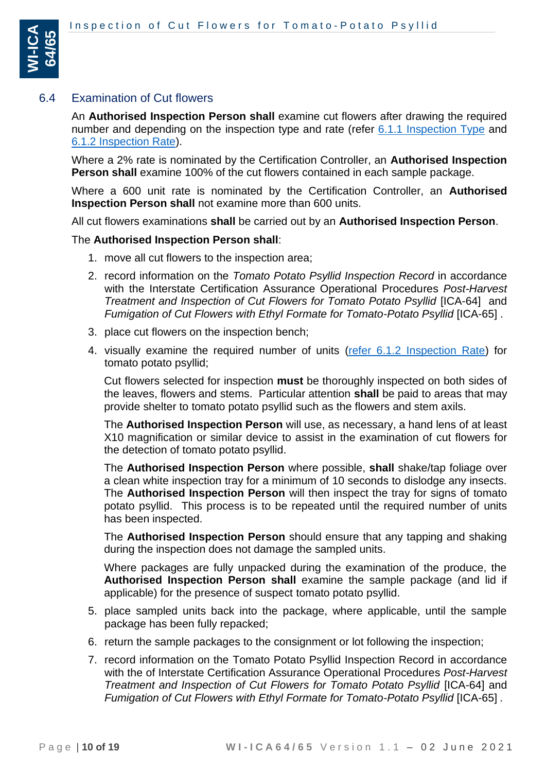## 6.4 Examination of Cut flowers

An **Authorised Inspection Person shall** examine cut flowers after drawing the required number and depending on the inspection type and rate (refer 6.1.1 Inspection Type and 6.1.2 Inspection Rate).

Where a 2% rate is nominated by the Certification Controller, an **Authorised Inspection Person shall** examine 100% of the cut flowers contained in each sample package.

Where a 600 unit rate is nominated by the Certification Controller, an **Authorised Inspection Person shall** not examine more than 600 units.

All cut flowers examinations **shall** be carried out by an **Authorised Inspection Person**.

The **Authorised Inspection Person shall**:

1. move all cut flowers to the inspection area;
2. record information on the *Tomato Potato Psyllid Inspection Record* in accordance with the Interstate Certification Assurance Operational Procedures *Post-Harvest Treatment and Inspection of Cut Flowers for Tomato Potato Psyllid* [ICA-64] and *Fumigation of Cut Flowers with Ethyl Formate for Tomato-Potato Psyllid* [ICA-65] .
3. place cut flowers on the inspection bench;
4. visually examine the required number of units (refer 6.1.2 Inspection Rate) for tomato potato psyllid;

   Cut flowers selected for inspection **must** be thoroughly inspected on both sides of the leaves, flowers and stems. Particular attention **shall** be paid to areas that may provide shelter to tomato potato psyllid such as the flowers and stem axils.

   The **Authorised Inspection Person** will use, as necessary, a hand lens of at least X10 magnification or similar device to assist in the examination of cut flowers for the detection of tomato potato psyllid.

   The **Authorised Inspection Person** where possible, **shall** shake/tap foliage over a clean white inspection tray for a minimum of 10 seconds to dislodge any insects. The **Authorised Inspection Person** will then inspect the tray for signs of tomato potato psyllid. This process is to be repeated until the required number of units has been inspected.

   The **Authorised Inspection Person** should ensure that any tapping and shaking during the inspection does not damage the sampled units.

   Where packages are fully unpacked during the examination of the produce, the **Authorised Inspection Person shall** examine the sample package (and lid if applicable) for the presence of suspect tomato potato psyllid.
5. place sampled units back into the package, where applicable, until the sample package has been fully repacked;
6. return the sample packages to the consignment or lot following the inspection;
7. record information on the Tomato Potato Psyllid Inspection Record in accordance with the of Interstate Certification Assurance Operational Procedures *Post-Harvest Treatment and Inspection of Cut Flowers for Tomato Potato Psyllid* [ICA-64] and *Fumigation of Cut Flowers with Ethyl Formate for Tomato-Potato Psyllid* [ICA-65] .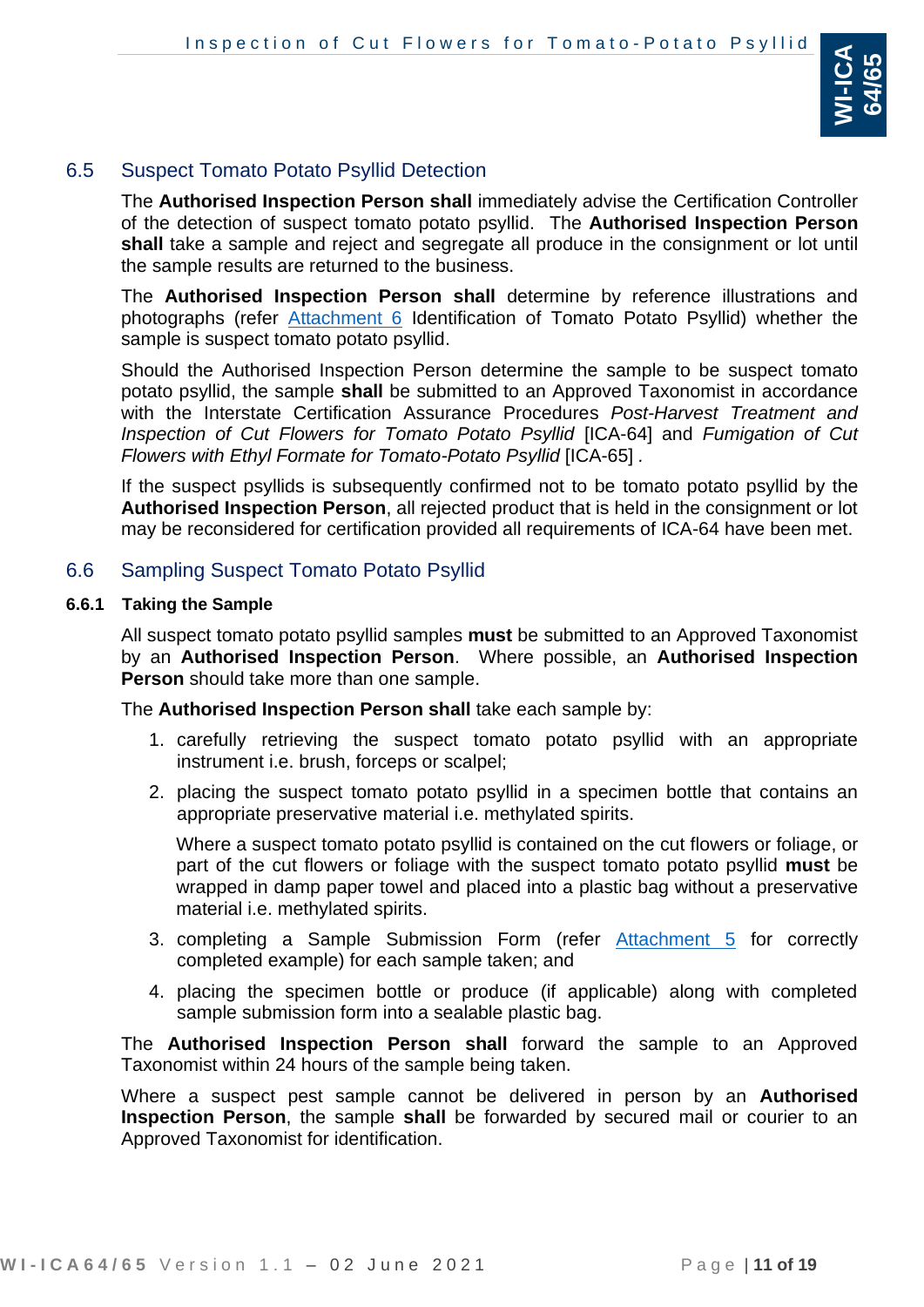## 6.5 Suspect Tomato Potato Psyllid Detection

The **Authorised Inspection Person shall** immediately advise the Certification Controller of the detection of suspect tomato potato psyllid. The **Authorised Inspection Person shall** take a sample and reject and segregate all produce in the consignment or lot until the sample results are returned to the business.

The **Authorised Inspection Person shall** determine by reference illustrations and photographs (refer Attachment 6 Identification of Tomato Potato Psyllid) whether the sample is suspect tomato potato psyllid.

Should the Authorised Inspection Person determine the sample to be suspect tomato potato psyllid, the sample **shall** be submitted to an Approved Taxonomist in accordance with the Interstate Certification Assurance Procedures *Post-Harvest Treatment and Inspection of Cut Flowers for Tomato Potato Psyllid* [ICA-64] and *Fumigation of Cut Flowers with Ethyl Formate for Tomato-Potato Psyllid* [ICA-65] .

If the suspect psyllids is subsequently confirmed not to be tomato potato psyllid by the **Authorised Inspection Person**, all rejected product that is held in the consignment or lot may be reconsidered for certification provided all requirements of ICA-64 have been met.

## 6.6 Sampling Suspect Tomato Potato Psyllid

### 6.6.1 Taking the Sample

All suspect tomato potato psyllid samples **must** be submitted to an Approved Taxonomist by an **Authorised Inspection Person**. Where possible, an **Authorised Inspection Person** should take more than one sample.

The **Authorised Inspection Person shall** take each sample by:

1. carefully retrieving the suspect tomato potato psyllid with an appropriate instrument i.e. brush, forceps or scalpel;
2. placing the suspect tomato potato psyllid in a specimen bottle that contains an appropriate preservative material i.e. methylated spirits.

   Where a suspect tomato potato psyllid is contained on the cut flowers or foliage, or part of the cut flowers or foliage with the suspect tomato potato psyllid **must** be wrapped in damp paper towel and placed into a plastic bag without a preservative material i.e. methylated spirits.
3. completing a Sample Submission Form (refer Attachment 5 for correctly completed example) for each sample taken; and
4. placing the specimen bottle or produce (if applicable) along with completed sample submission form into a sealable plastic bag.

The **Authorised Inspection Person shall** forward the sample to an Approved Taxonomist within 24 hours of the sample being taken.

Where a suspect pest sample cannot be delivered in person by an **Authorised Inspection Person**, the sample **shall** be forwarded by secured mail or courier to an Approved Taxonomist for identification.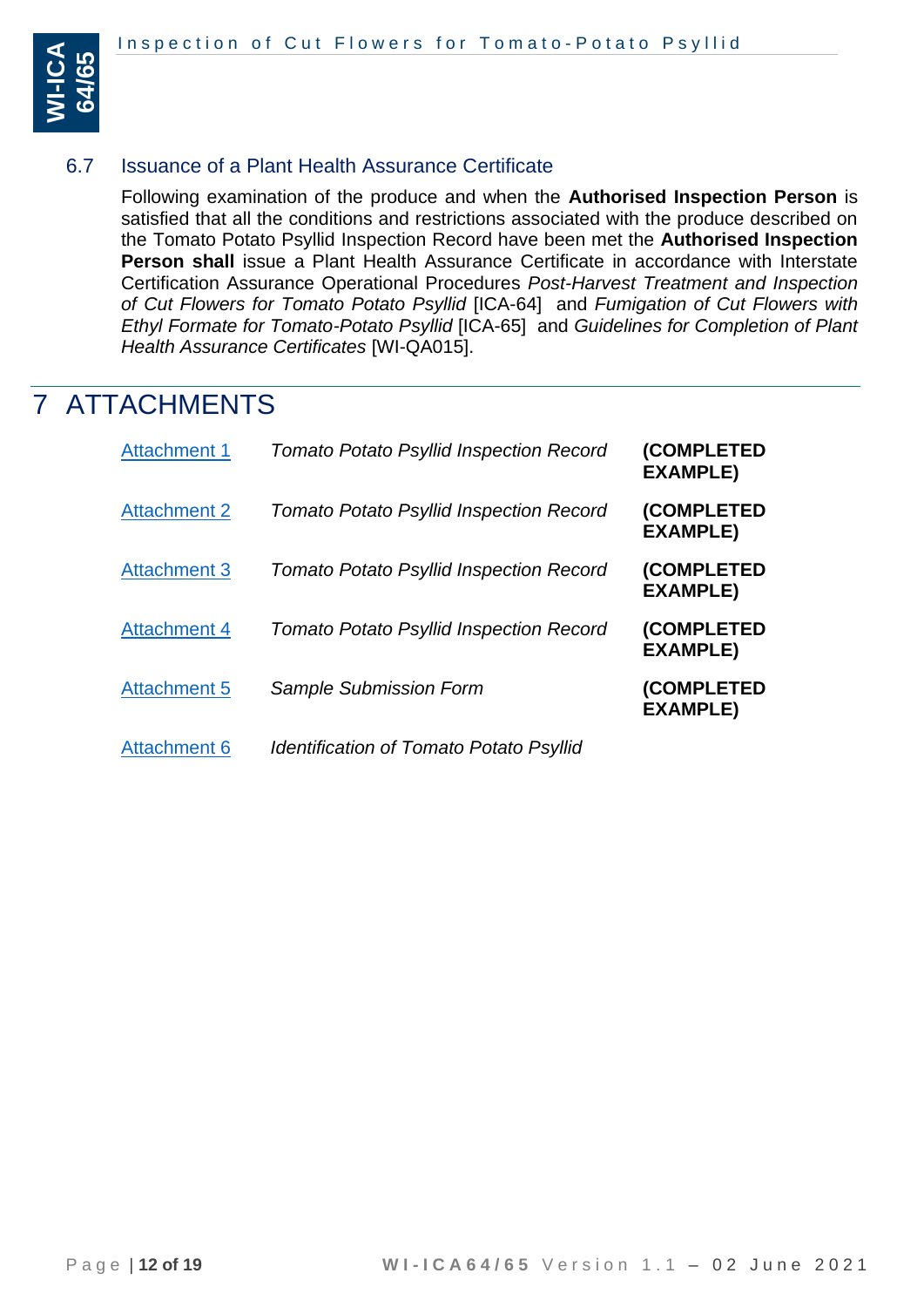### 6.7 Issuance of a Plant Health Assurance Certificate

Following examination of the produce and when the **Authorised Inspection Person** is satisfied that all the conditions and restrictions associated with the produce described on the Tomato Potato Psyllid Inspection Record have been met the **Authorised Inspection Person shall** issue a Plant Health Assurance Certificate in accordance with Interstate Certification Assurance Operational Procedures *Post-Harvest Treatment and Inspection of Cut Flowers for Tomato Potato Psyllid* [ICA-64] and *Fumigation of Cut Flowers with Ethyl Formate for Tomato-Potato Psyllid* [ICA-65] and *Guidelines for Completion of Plant Health Assurance Certificates* [WI-QA015].

# 7 ATTACHMENTS

| | | |
|---|---|---|
| Attachment 1 | *Tomato Potato Psyllid Inspection Record* | **(COMPLETED EXAMPLE)** |
| Attachment 2 | *Tomato Potato Psyllid Inspection Record* | **(COMPLETED EXAMPLE)** |
| Attachment 3 | *Tomato Potato Psyllid Inspection Record* | **(COMPLETED EXAMPLE)** |
| Attachment 4 | *Tomato Potato Psyllid Inspection Record* | **(COMPLETED EXAMPLE)** |
| Attachment 5 | *Sample Submission Form* | **(COMPLETED EXAMPLE)** |
| Attachment 6 | *Identification of Tomato Potato Psyllid* | |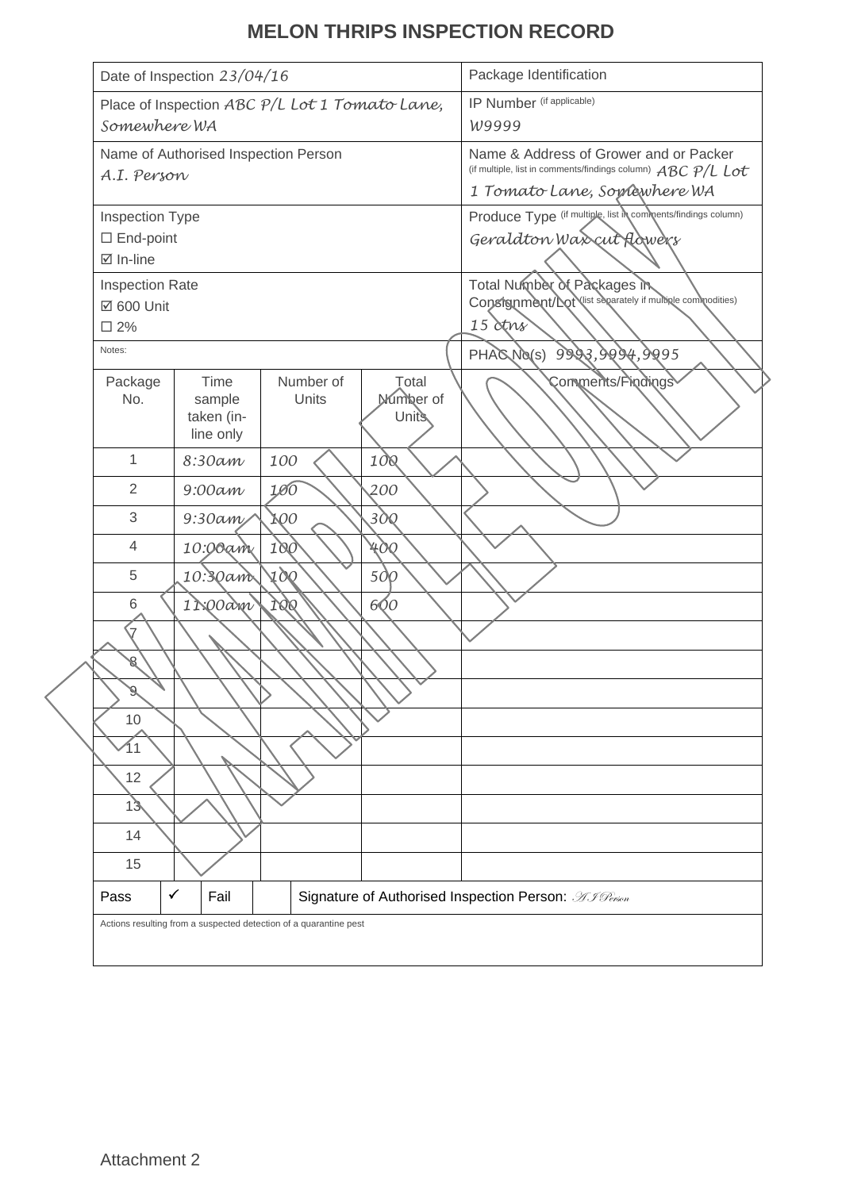# MELON THRIPS INSPECTION RECORD

| | | | | |
|---|---|---|---|---|
| Date of Inspection 23/04/16 | | | | Package Identification |
| Place of Inspection ABC P/L Lot 1 Tomato Lane, Somewhere WA | | | | IP Number (if applicable) W9999 |
| Name of Authorised Inspection Person A.I. Person | | | | Name & Address of Grower and or Packer (if multiple, list in comments/findings column) ABC P/L Lot 1 Tomato Lane, Somewhere WA |
| Inspection Type ☐ End-point ☑ In-line | | | | Produce Type (if multiple, list in comments/findings column) Geraldton Wax cut flowers |
| Inspection Rate ☑ 600 Unit ☐ 2% | | | | Total Number of Packages in Consignment/Lot (list separately if multiple commodities) 15 ctns |
| Notes: | | | | PHAC No(s) 9993,9994,9995 |
| **Package No.** | **Time sample taken (in-line only** | **Number of Units** | **Total Number of Units** | **Comments/Findings** |
| 1 | 8:30am | 100 | 100 | |
| 2 | 9:00am | 100 | 200 | |
| 3 | 9:30am | 100 | 300 | |
| 4 | 10:00am | 100 | 400 | |
| 5 | 10:30am | 100 | 500 | |
| 6 | 11:00am | 100 | 600 | |
| 7 | | | | |
| 8 | | | | |
| 9 | | | | |
| 10 | | | | |
| 11 | | | | |
| 12 | | | | |
| 13 | | | | |
| 14 | | | | |
| 15 | | | | |

| Pass | ✓ | Fail | | Signature of Authorised Inspection Person: A.I.Person |
|---|---|---|---|---|

Actions resulting from a suspected detection of a quarantine pest

EXAMPLE ONLY

Attachment 2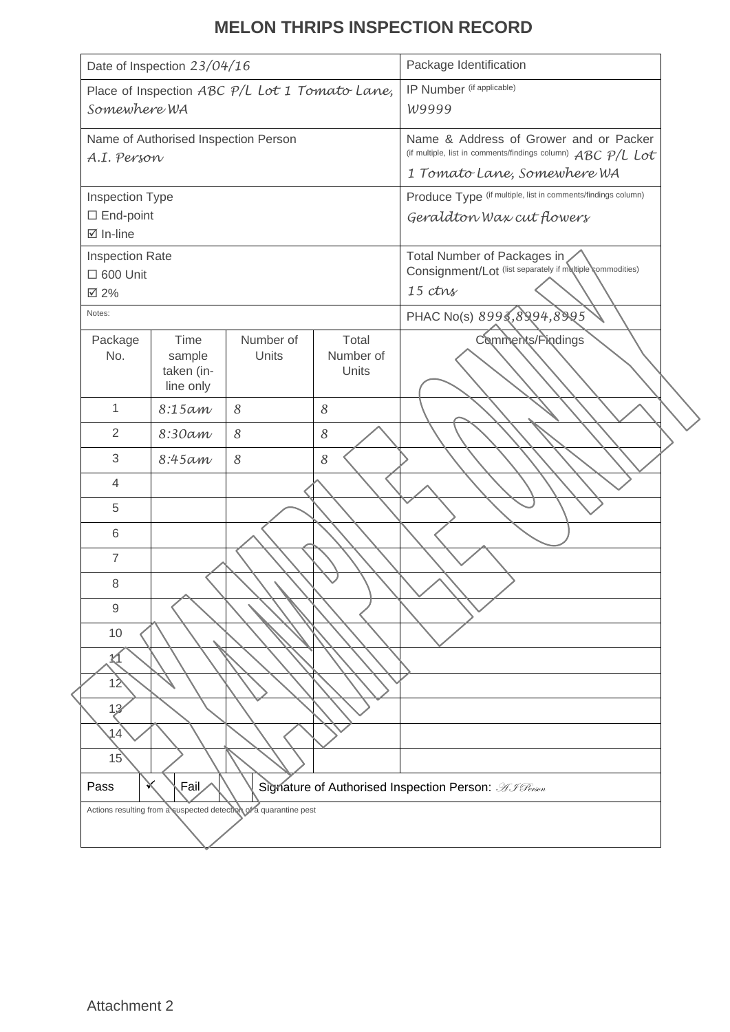# MELON THRIPS INSPECTION RECORD

| | | | | |
|---|---|---|---|---|
| Date of Inspection *23/04/16* | | | | Package Identification |
| Place of Inspection *ABC P/L Lot 1 Tomato Lane, Somewhere WA* | | | | IP Number (if applicable) *W9999* |
| Name of Authorised Inspection Person *A.I. Person* | | | | Name & Address of Grower and or Packer (if multiple, list in comments/findings column) *ABC P/L Lot 1 Tomato Lane, Somewhere WA* |
| Inspection Type ☐ End-point ☑ In-line | | | | Produce Type (if multiple, list in comments/findings column) *Geraldton Wax cut flowers* |
| Inspection Rate ☐ 600 Unit ☑ 2% | | | | Total Number of Packages in Consignment/Lot (list separately if multiple commodities) *15 ctns* |
| Notes: | | | | PHAC No(s) *8993,8994,8995* |
| **Package No.** | **Time sample taken (in-line only** | **Number of Units** | **Total Number of Units** | **Comments/Findings** |
| 1 | *8:15am* | *8* | *8* | |
| 2 | *8:30am* | *8* | *8* | |
| 3 | *8:45am* | *8* | *8* | |
| 4 | | | | |
| 5 | | | | |
| 6 | | | | |
| 7 | | | | |
| 8 | | | | |
| 9 | | | | |
| 10 | | | | |
| 11 | | | | |
| 12 | | | | |
| 13 | | | | |
| 14 | | | | |
| 15 | | | | |
| Pass ✓ | Fail | | Signature of Authorised Inspection Person: *A.I.Person* | |
| Actions resulting from a suspected detection of a quarantine pest | | | | |

SAMPLE ONLY

Attachment 2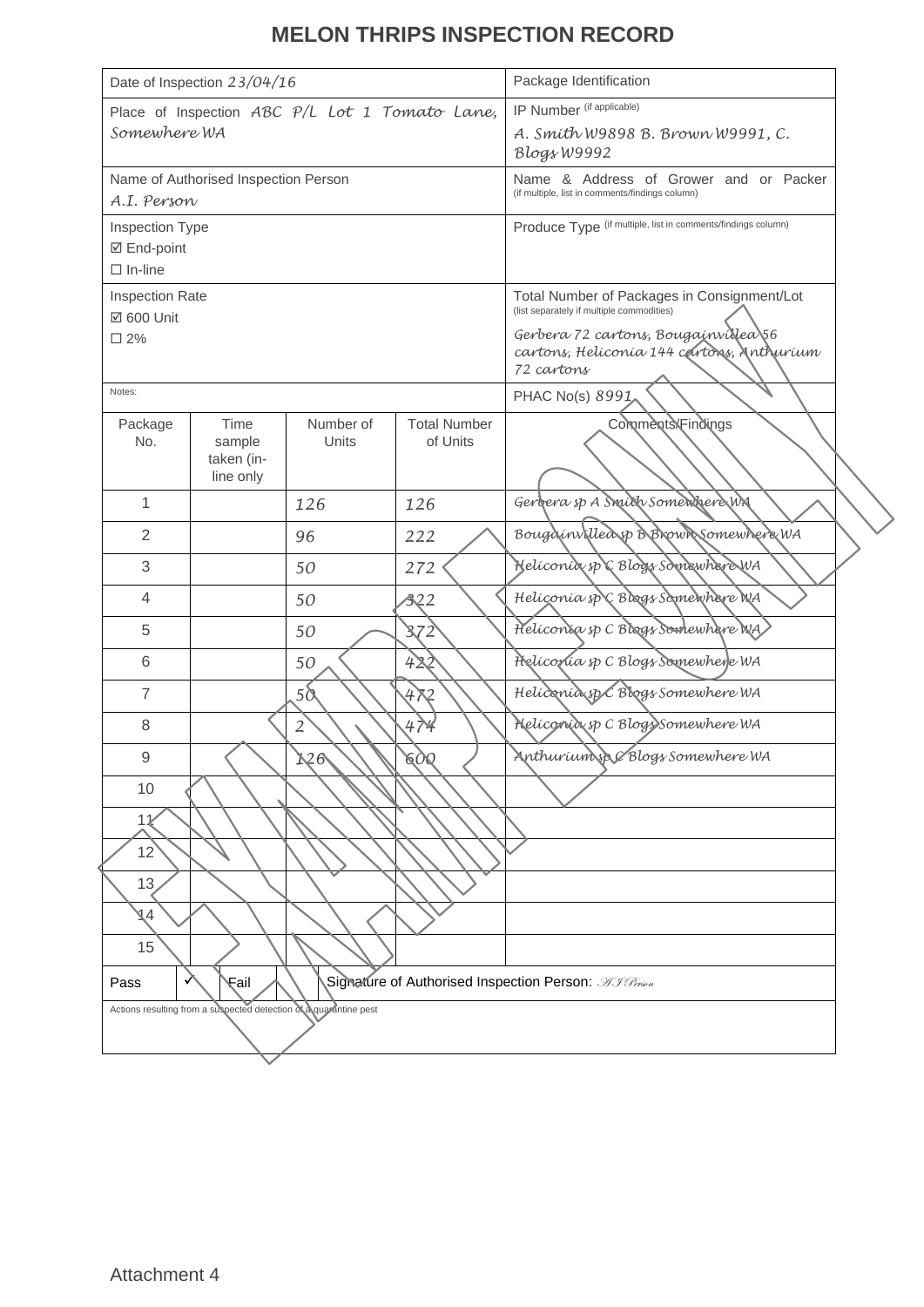# MELON THRIPS INSPECTION RECORD

| | |
|---|---|
| Date of Inspection 23/04/16 | Package Identification |
| Place of Inspection ABC P/L Lot 1 Tomato Lane, Somewhere WA | IP Number (if applicable) A. Smith W9898 B. Brown W9991, C. Blogs W9992 |
| Name of Authorised Inspection Person A.I. Person | Name & Address of Grower and or Packer (if multiple, list in comments/findings column) |
| Inspection Type ☑ End-point ☐ In-line | Produce Type (if multiple, list in comments/findings column) |
| Inspection Rate ☑ 600 Unit ☐ 2% | Total Number of Packages in Consignment/Lot (list separately if multiple commodities) Gerbera 72 cartons, Bougainvillea 56 cartons, Heliconia 144 cartons, Anthurium 72 cartons |
| Notes: | PHAC No(s) 8991 |

| Package No. | Time sample taken (in-line only | Number of Units | Total Number of Units | Comments/Findings |
|---|---|---|---|---|
| 1 | | 126 | 126 | Gerbera sp A Smith Somewhere WA |
| 2 | | 96 | 222 | Bougainvillea sp B Brown Somewhere WA |
| 3 | | 50 | 272 | Heliconia sp C Blogs Somewhere WA |
| 4 | | 50 | 322 | Heliconia sp C Blogs Somewhere WA |
| 5 | | 50 | 372 | Heliconia sp C Blogs Somewhere WA |
| 6 | | 50 | 422 | Heliconia sp C Blogs Somewhere WA |
| 7 | | 50 | 472 | Heliconia sp C Blogs Somewhere WA |
| 8 | | 2 | 474 | Heliconia sp C Blogs Somewhere WA |
| 9 | | 126 | 600 | Anthurium sp C Blogs Somewhere WA |
| 10 | | | | |
| 11 | | | | |
| 12 | | | | |
| 13 | | | | |
| 14 | | | | |
| 15 | | | | |

Pass ✓ Fail ☐ Signature of Authorised Inspection Person: A.I.Person

Actions resulting from a suspected detection of a quarantine pest

SAMPLE

Attachment 4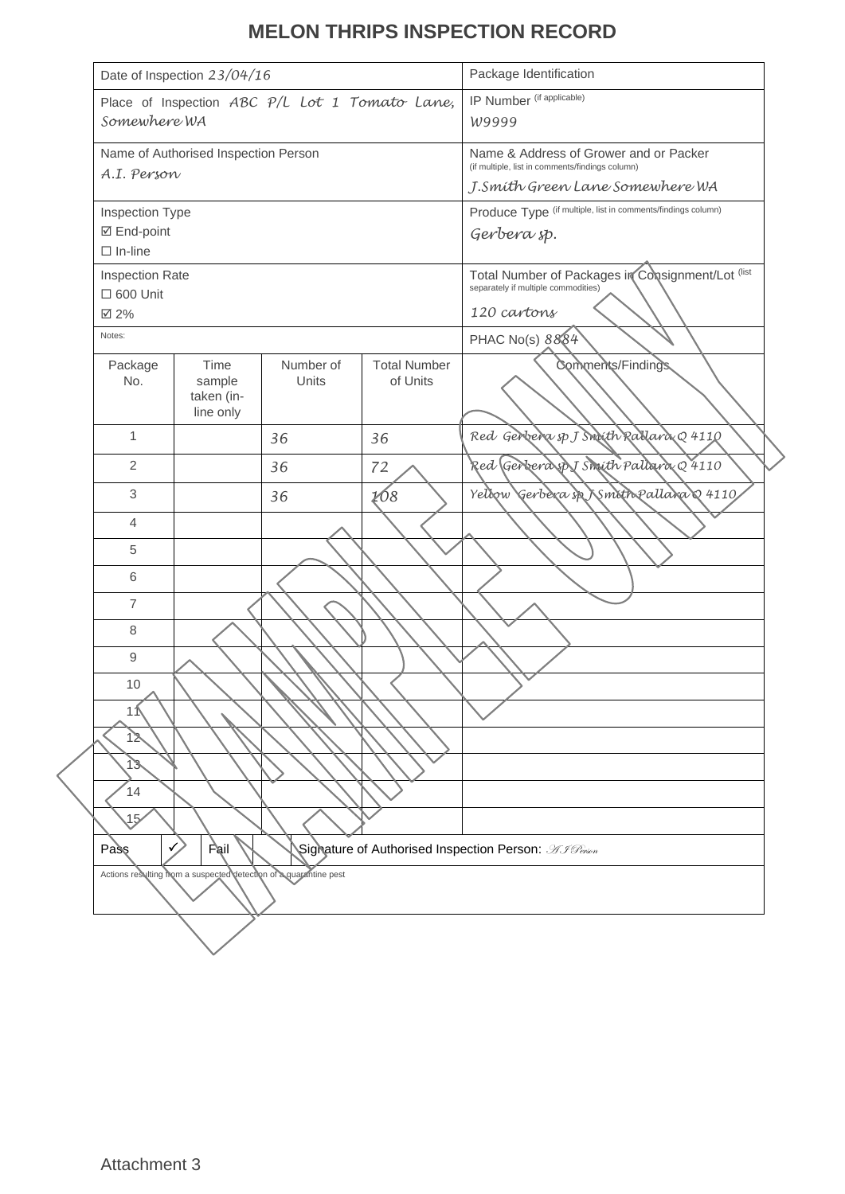# MELON THRIPS INSPECTION RECORD

| | | | | |
|---|---|---|---|---|
| Date of Inspection *23/04/16* | | | | Package Identification |
| Place of Inspection *ABC P/L Lot 1 Tomato Lane, Somewhere WA* | | | | IP Number (if applicable) *W9999* |
| Name of Authorised Inspection Person *A.I. Person* | | | | Name & Address of Grower and or Packer (if multiple, list in comments/findings column) *J.Smith Green Lane Somewhere WA* |
| Inspection Type ☑ End-point ☐ In-line | | | | Produce Type (if multiple, list in comments/findings column) *Gerbera sp.* |
| Inspection Rate ☐ 600 Unit ☑ 2% | | | | Total Number of Packages in Consignment/Lot (list separately if multiple commodities) *120 cartons* |
| Notes: | | | | PHAC No(s) *8884* |
| Package No. | Time sample taken (in-line only | Number of Units | Total Number of Units | Comments/Findings |
| 1 | | *36* | *36* | *Red Gerbera sp J Smith Pallara Q 4110* |
| 2 | | *36* | *72* | *Red Gerbera sp J Smith Pallara Q 4110* |
| 3 | | *36* | *108* | *Yellow Gerbera sp J Smith Pallara Q 4110* |
| 4 | | | | |
| 5 | | | | |
| 6 | | | | |
| 7 | | | | |
| 8 | | | | |
| 9 | | | | |
| 10 | | | | |
| 11 | | | | |
| 12 | | | | |
| 13 | | | | |
| 14 | | | | |
| 15 | | | | |
| Pass ✓ | Fail | Signature of Authorised Inspection Person: *A.I.Person* | | |
| Actions resulting from a suspected detection of a quarantine pest | | | | |

SAMPLE COPY

Attachment 3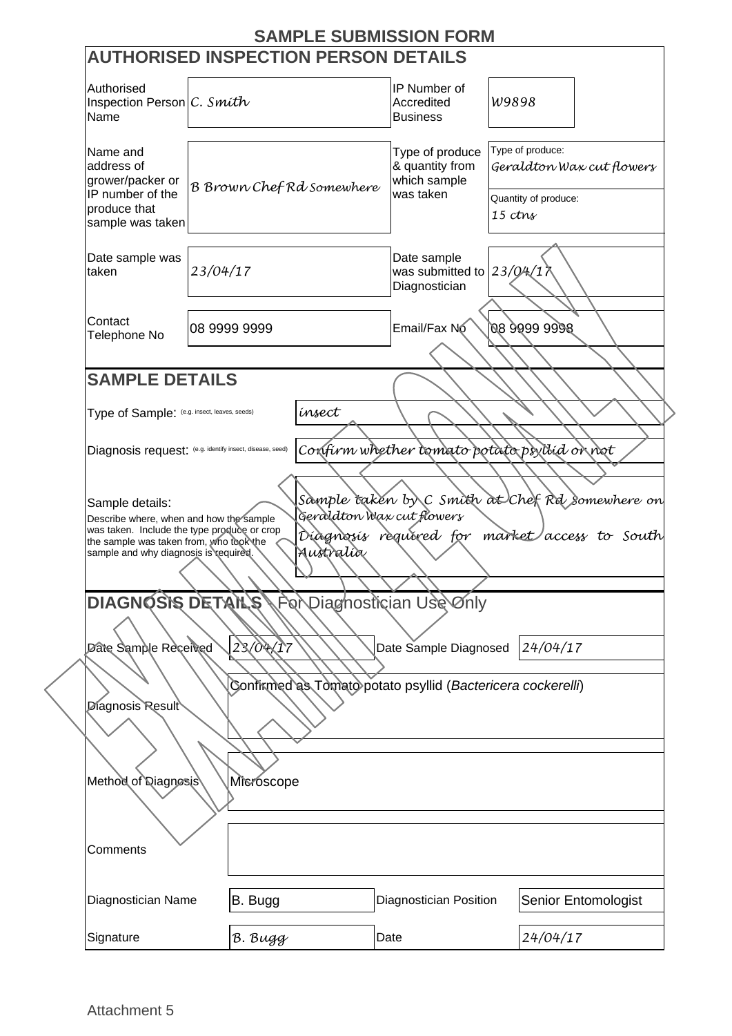# SAMPLE SUBMISSION FORM

## AUTHORISED INSPECTION PERSON DETAILS

| | | | |
|---|---|---|---|
| Authorised Inspection Person Name | C. Smith | IP Number of Accredited Business | W9898 |
| Name and address of grower/packer or IP number of the produce that sample was taken | B Brown Chef Rd Somewhere | Type of produce & quantity from which sample was taken | Type of produce: Geraldton Wax cut flowers<br>Quantity of produce: 15 ctns |
| Date sample was taken | 23/04/17 | Date sample was submitted to Diagnostician | 23/04/17 |
| Contact Telephone No | 08 9999 9999 | Email/Fax No | 08 9999 9998 |

## SAMPLE DETAILS

| | |
|---|---|
| Type of Sample: (e.g. insect, leaves, seeds) | insect |
| Diagnosis request: (e.g. identify insect, disease, seed) | Confirm whether tomato potato psyllid or not |
| Sample details:<br>Describe where, when and how the sample was taken. Include the type produce or crop the sample was taken from, who took the sample and why diagnosis is required. | Sample taken by C Smith at Chef Rd Somewhere on Geraldton Wax cut flowers<br>Diagnosis required for market access to South Australia |

## DIAGNOSIS DETAILS - For Diagnostician Use Only

| | | | |
|---|---|---|---|
| Date Sample Received | 23/04/17 | Date Sample Diagnosed | 24/04/17 |
| Diagnosis Result | Confirmed as Tomato potato psyllid (*Bactericera cockerelli*) | | |
| Method of Diagnosis | Microscope | | |
| Comments | | | |
| Diagnostician Name | B. Bugg | Diagnostician Position | Senior Entomologist |
| Signature | B. Bugg | Date | 24/04/17 |

EXAMPLE ONLY

Attachment 5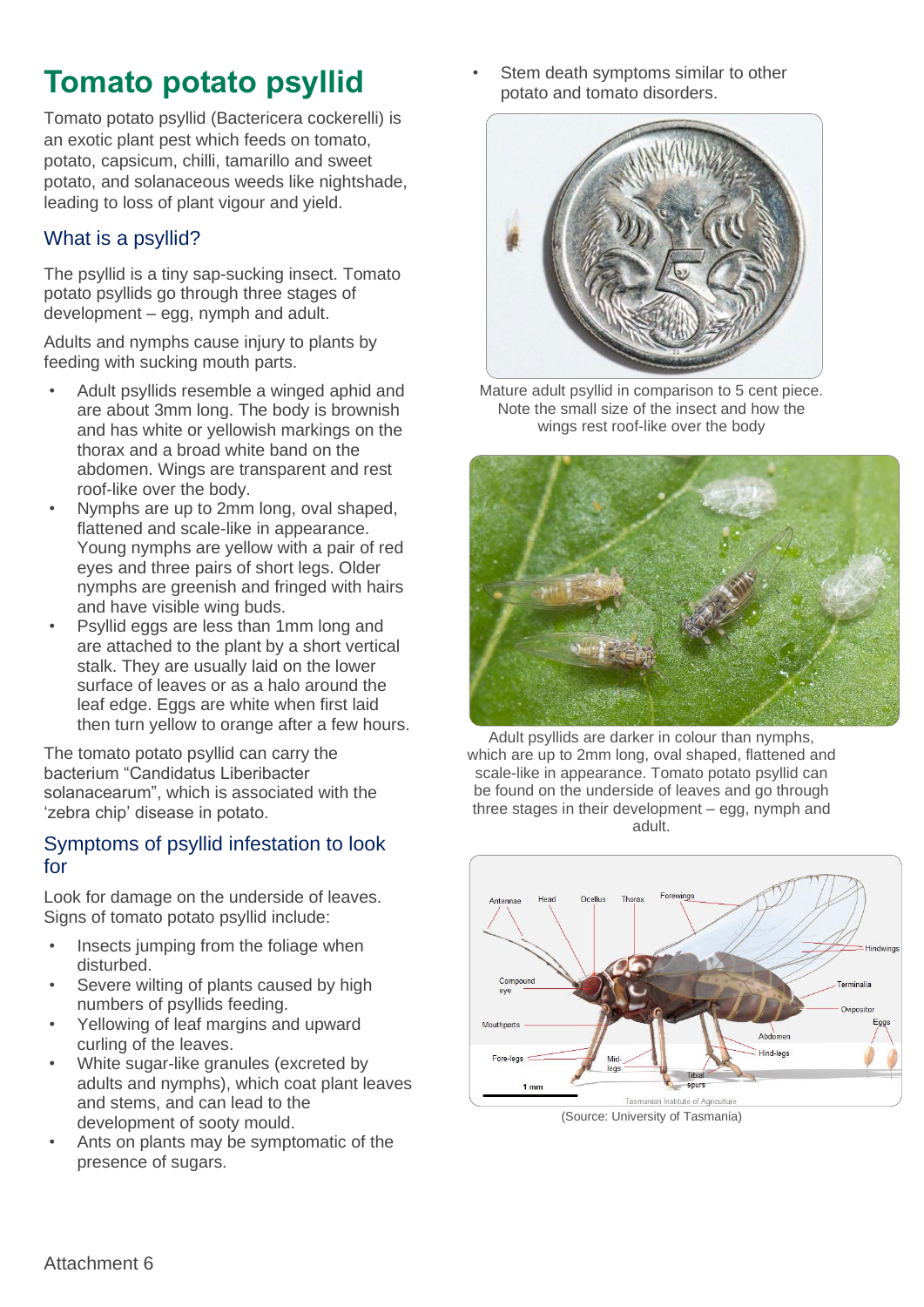# Tomato potato psyllid

Tomato potato psyllid (Bactericera cockerelli) is an exotic plant pest which feeds on tomato, potato, capsicum, chilli, tamarillo and sweet potato, and solanaceous weeds like nightshade, leading to loss of plant vigour and yield.

## What is a psyllid?

The psyllid is a tiny sap-sucking insect. Tomato potato psyllids go through three stages of development – egg, nymph and adult.

Adults and nymphs cause injury to plants by feeding with sucking mouth parts.

- Adult psyllids resemble a winged aphid and are about 3mm long. The body is brownish and has white or yellowish markings on the thorax and a broad white band on the abdomen. Wings are transparent and rest roof-like over the body.
- Nymphs are up to 2mm long, oval shaped, flattened and scale-like in appearance. Young nymphs are yellow with a pair of red eyes and three pairs of short legs. Older nymphs are greenish and fringed with hairs and have visible wing buds.
- Psyllid eggs are less than 1mm long and are attached to the plant by a short vertical stalk. They are usually laid on the lower surface of leaves or as a halo around the leaf edge. Eggs are white when first laid then turn yellow to orange after a few hours.

The tomato potato psyllid can carry the bacterium "Candidatus Liberibacter solanacearum", which is associated with the 'zebra chip' disease in potato.

## Symptoms of psyllid infestation to look for

Look for damage on the underside of leaves. Signs of tomato potato psyllid include:

- Insects jumping from the foliage when disturbed.
- Severe wilting of plants caused by high numbers of psyllids feeding.
- Yellowing of leaf margins and upward curling of the leaves.
- White sugar-like granules (excreted by adults and nymphs), which coat plant leaves and stems, and can lead to the development of sooty mould.
- Ants on plants may be symptomatic of the presence of sugars.
- Stem death symptoms similar to other potato and tomato disorders.

Mature adult psyllid in comparison to 5 cent piece. Note the small size of the insect and how the wings rest roof-like over the body

Adult psyllids are darker in colour than nymphs, which are up to 2mm long, oval shaped, flattened and scale-like in appearance. Tomato potato psyllid can be found on the underside of leaves and go through three stages in their development – egg, nymph and adult.

Antennae
Head
Ocellus
Thorax
Forewings
Hindwings
Compound eye
Terminalia
Ovipositor
Mouthparts
Eggs
Abdomen
Hind-legs
Fore-legs
Mid-legs
Tibial spurs
1 mm
Tasmanian Institute of Agriculture

(Source: University of Tasmania)

Attachment 6